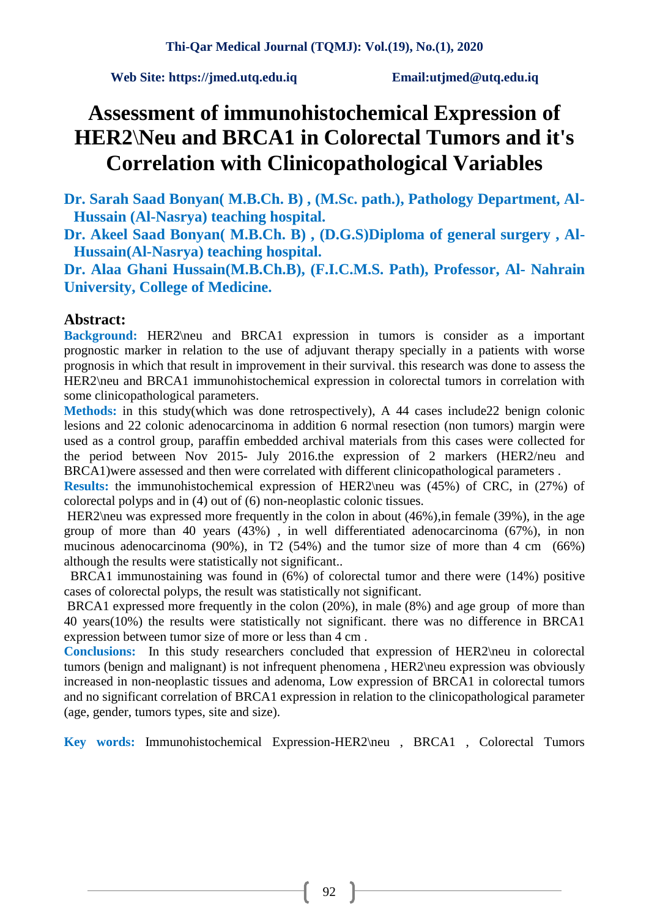# Assessment of immunohistochemical Expression of HER2\Neu and BRCA1 in Colorectal Tumors and it's Correlation with Clinicopathological Variables

**Dr. Sarah Saad Bonyan( M.B.Ch. B) , (M.Sc. path.), Pathology Department, Al-Hussain (Al-Nasrya) teaching hospital.**

**Dr. Akeel Saad Bonyan( M.B.Ch. B) , (D.G.S)Diploma of general surgery , Al-Hussain(Al-Nasrya) teaching hospital.**

**Dr. Alaa Ghani Hussain(M.B.Ch.B), (F.I.C.M.S. Path), Professor, Al- Nahrain University, College of Medicine.**

## Abstract:

**Background:** HER2\neu and BRCA1 expression in tumors is consider as a important prognostic marker in relation to the use of adjuvant therapy specially in a patients with worse prognosis in which that result in improvement in their survival. this research was done to assess the HER2\neu and BRCA1 immunohistochemical expression in colorectal tumors in correlation with some clinicopathological parameters.

**Methods:** in this study(which was done retrospectively), A 44 cases include22 benign colonic lesions and 22 colonic adenocarcinoma in addition 6 normal resection (non tumors) margin were used as a control group, paraffin embedded archival materials from this cases were collected for the period between Nov 2015- July 2016.the expression of 2 markers (HER2/neu and BRCA1)were assessed and then were correlated with different clinicopathological parameters .

**Results:** the immunohistochemical expression of HER2\neu was (45%) of CRC, in (27%) of colorectal polyps and in (4) out of (6) non-neoplastic colonic tissues.

HER2\neu was expressed more frequently in the colon in about (46%),in female (39%), in the age group of more than 40 years (43%) , in well differentiated adenocarcinoma (67%), in non mucinous adenocarcinoma (90%), in T2 (54%) and the tumor size of more than 4 cm (66%) although the results were statistically not significant..

BRCA1 immunostaining was found in (6%) of colorectal tumor and there were (14%) positive cases of colorectal polyps, the result was statistically not significant.

BRCA1 expressed more frequently in the colon (20%), in male (8%) and age group of more than 40 years(10%) the results were statistically not significant. there was no difference in BRCA1 expression between tumor size of more or less than 4 cm .

**Conclusions:** In this study researchers concluded that expression of HER2\neu in colorectal tumors (benign and malignant) is not infrequent phenomena , HER2\neu expression was obviously increased in non-neoplastic tissues and adenoma, Low expression of BRCA1 in colorectal tumors and no significant correlation of BRCA1 expression in relation to the clinicopathological parameter (age, gender, tumors types, site and size).

**Key words:** Immunohistochemical Expression-HER2\neu , BRCA1 , Colorectal Tumors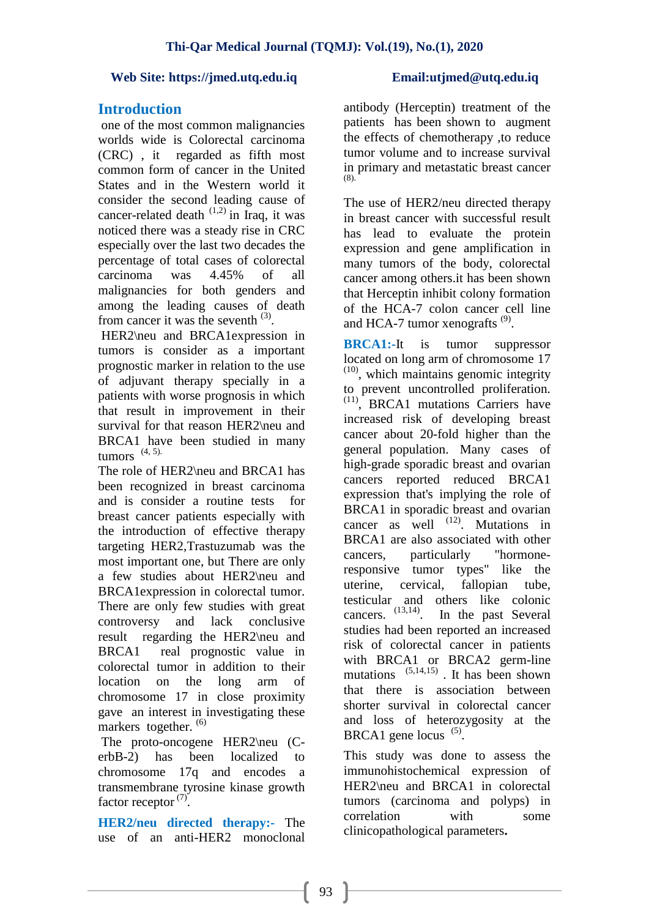## Introduction

one of the most common malignancies worlds wide is Colorectal carcinoma (CRC) , it regarded as fifth most common form of cancer in the United States and in the Western world it consider the second leading cause of cancer-related death [1,2] in Iraq, it was noticed there was a steady rise in CRC especially over the last two decades the percentage of total cases of colorectal carcinoma was 4.45% of all malignancies for both genders and among the leading causes of death from cancer it was the seventh [3].

HER2\neu and BRCA1expression in tumors is consider as a important prognostic marker in relation to the use of adjuvant therapy specially in a patients with worse prognosis in which that result in improvement in their survival for that reason HER2\neu and BRCA1 have been studied in many tumors [4, 5].

The role of HER2\neu and BRCA1 has been recognized in breast carcinoma and is consider a routine tests for breast cancer patients especially with the introduction of effective therapy targeting HER2,Trastuzumab was the most important one, but There are only a few studies about HER2\neu and BRCA1expression in colorectal tumor. There are only few studies with great controversy and lack conclusive result regarding the HER2\neu and BRCA1 real prognostic value in colorectal tumor in addition to their location on the long arm of chromosome 17 in close proximity gave an interest in investigating these markers together. [6]

The proto-oncogene HER2\neu (C-erbB-2) has been localized to chromosome 17q and encodes a transmembrane tyrosine kinase growth factor receptor [7].

**HER2/neu directed therapy:-** The use of an anti-HER2 monoclonal antibody (Herceptin) treatment of the patients has been shown to augment the effects of chemotherapy ,to reduce tumor volume and to increase survival in primary and metastatic breast cancer [8].

The use of HER2/neu directed therapy in breast cancer with successful result has lead to evaluate the protein expression and gene amplification in many tumors of the body, colorectal cancer among others.it has been shown that Herceptin inhibit colony formation of the HCA-7 colon cancer cell line and HCA-7 tumor xenografts [9].

**BRCA1:-**It is tumor suppressor located on long arm of chromosome 17 [10], which maintains genomic integrity to prevent uncontrolled proliferation. [11], BRCA1 mutations Carriers have increased risk of developing breast cancer about 20-fold higher than the general population. Many cases of high-grade sporadic breast and ovarian cancers reported reduced BRCA1 expression that's implying the role of BRCA1 in sporadic breast and ovarian cancer as well [12]. Mutations in BRCA1 are also associated with other cancers, particularly "hormone-responsive tumor types" like the uterine, cervical, fallopian tube, testicular and others like colonic cancers. [13,14]. In the past Several studies had been reported an increased risk of colorectal cancer in patients with BRCA1 or BRCA2 germ-line mutations [5,14,15] . It has been shown that there is association between shorter survival in colorectal cancer and loss of heterozygosity at the BRCA1 gene locus [5].

This study was done to assess the immunohistochemical expression of HER2\neu and BRCA1 in colorectal tumors (carcinoma and polyps) in correlation with some clinicopathological parameters**.**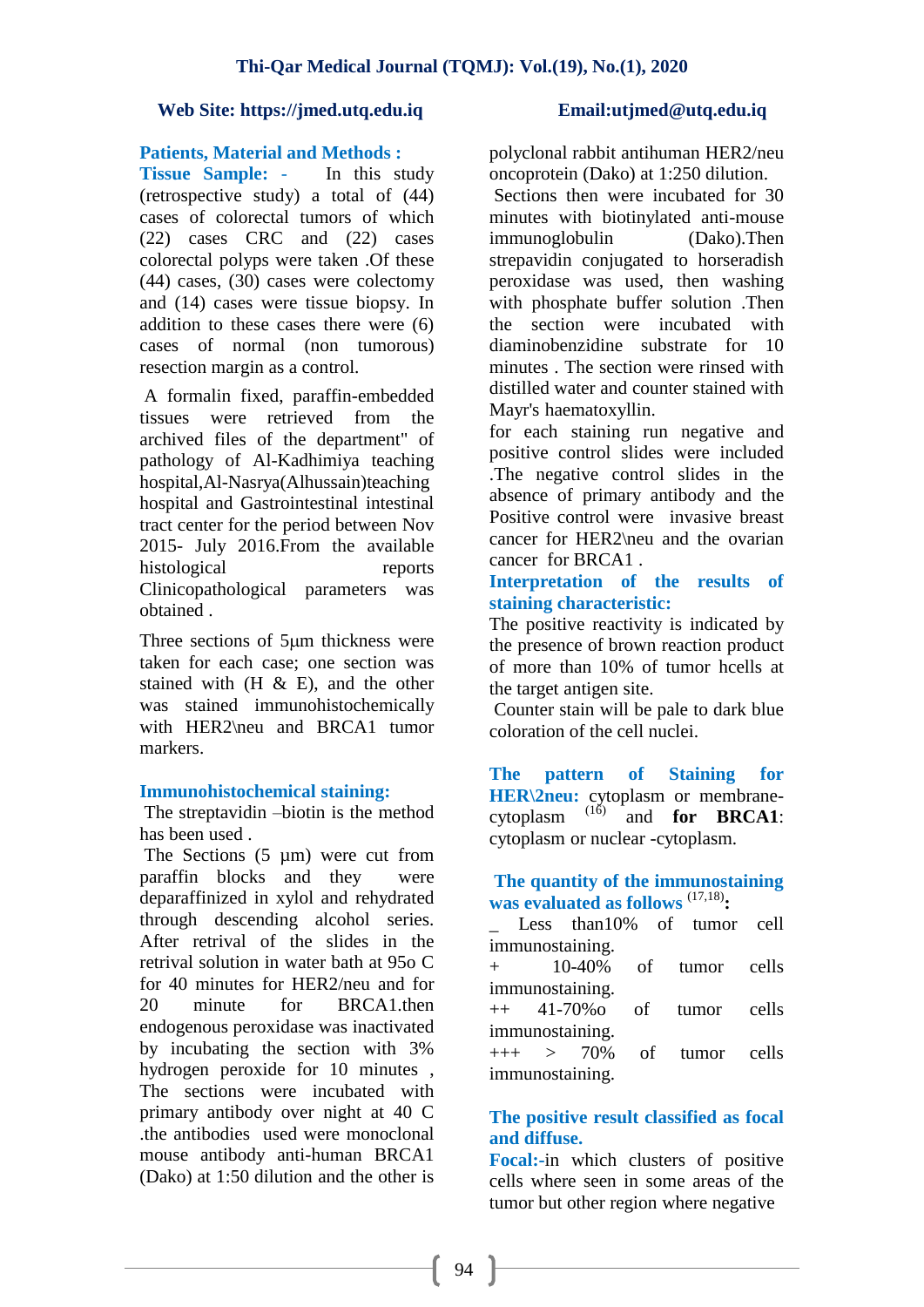## Patients, Material and Methods :

**Tissue Sample: -** In this study (retrospective study) a total of (44) cases of colorectal tumors of which (22) cases CRC and (22) cases colorectal polyps were taken .Of these (44) cases, (30) cases were colectomy and (14) cases were tissue biopsy. In addition to these cases there were (6) cases of normal (non tumorous) resection margin as a control.

A formalin fixed, paraffin-embedded tissues were retrieved from the archived files of the department" of pathology of Al-Kadhimiya teaching hospital,Al-Nasrya(Alhussain)teaching hospital and Gastrointestinal intestinal tract center for the period between Nov 2015- July 2016.From the available histological reports Clinicopathological parameters was obtained .

Three sections of 5µm thickness were taken for each case; one section was stained with (H & E), and the other was stained immunohistochemically with HER2\neu and BRCA1 tumor markers.

**Immunohistochemical staining:**

The streptavidin –biotin is the method has been used .

The Sections (5 µm) were cut from paraffin blocks and they were deparaffinized in xylol and rehydrated through descending alcohol series. After retrival of the slides in the retrival solution in water bath at 95o C for 40 minutes for HER2/neu and for 20 minute for BRCA1.then endogenous peroxidase was inactivated by incubating the section with 3% hydrogen peroxide for 10 minutes , The sections were incubated with primary antibody over night at 40 C .the antibodies used were monoclonal mouse antibody anti-human BRCA1 (Dako) at 1:50 dilution and the other is polyclonal rabbit antihuman HER2/neu oncoprotein (Dako) at 1:250 dilution.

Sections then were incubated for 30 minutes with biotinylated anti-mouse immunoglobulin (Dako).Then strepavidin conjugated to horseradish peroxidase was used, then washing with phosphate buffer solution .Then the section were incubated with diaminobenzidine substrate for 10 minutes . The section were rinsed with distilled water and counter stained with Mayr's haematoxyllin.

for each staining run negative and positive control slides were included .The negative control slides in the absence of primary antibody and the Positive control were invasive breast cancer for HER2\neu and the ovarian cancer for BRCA1 .

**Interpretation of the results of staining characteristic:**

The positive reactivity is indicated by the presence of brown reaction product of more than 10% of tumor hcells at the target antigen site.

Counter stain will be pale to dark blue coloration of the cell nuclei.

**The pattern of Staining for HER\2neu:** cytoplasm or membrane-cytoplasm [16] and **for BRCA1**: cytoplasm or nuclear -cytoplasm.

**The quantity of the immunostaining was evaluated as follows [17,18]:**

_ Less than10% of tumor cell immunostaining.

+ 10-40% of tumor cells immunostaining.

++ 41-70%o of tumor cells immunostaining.

+++ > 70% of tumor cells immunostaining.

**The positive result classified as focal and diffuse.**

**Focal:-**in which clusters of positive cells where seen in some areas of the tumor but other region where negative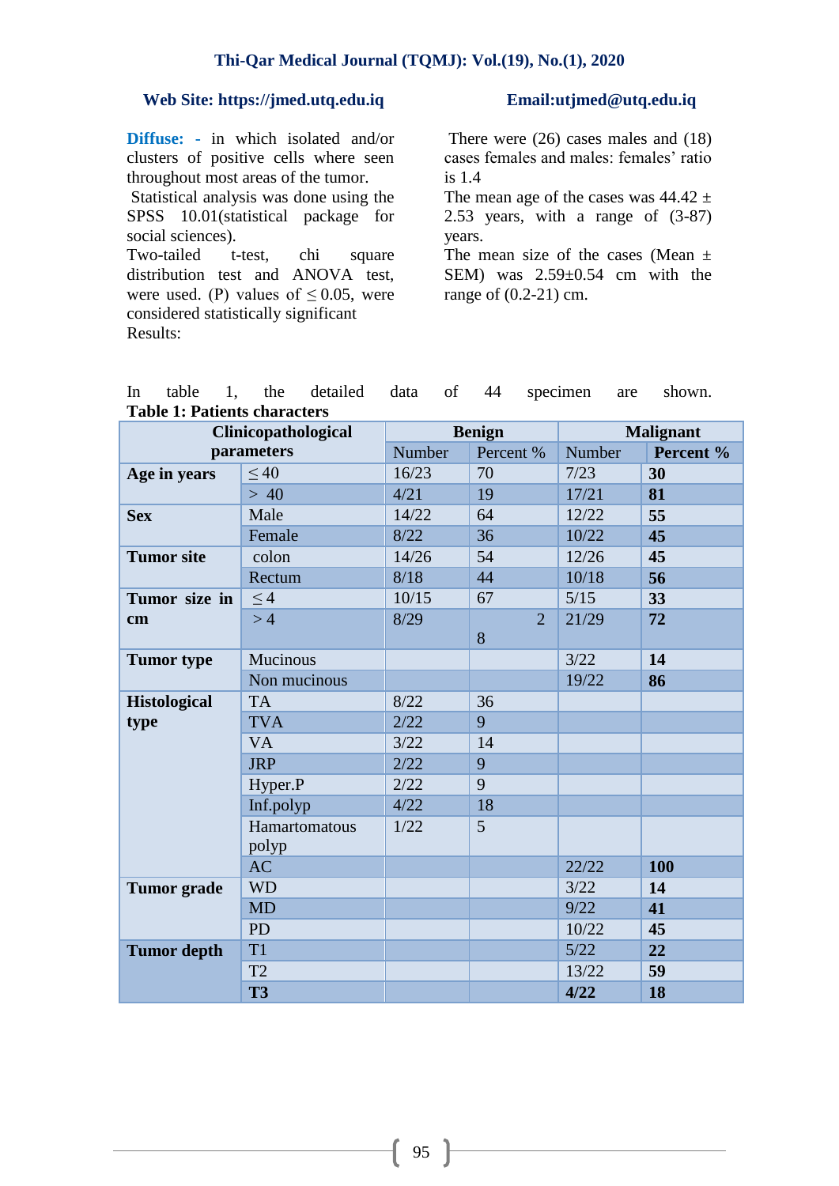**Diffuse: -** in which isolated and/or clusters of positive cells where seen throughout most areas of the tumor.

Statistical analysis was done using the SPSS 10.01(statistical package for social sciences).

Two-tailed t-test, chi square distribution test and ANOVA test, were used. (P) values of ≤ 0.05, were considered statistically significant

Results:

There were (26) cases males and (18) cases females and males: females' ratio is 1.4

The mean age of the cases was 44.42 ± 2.53 years, with a range of (3-87) years.

The mean size of the cases (Mean ± SEM) was 2.59±0.54 cm with the range of (0.2-21) cm.

In table 1, the detailed data of 44 specimen are shown.

**Table 1: Patients characters**

| Clinicopathological parameters | | Benign | | Malignant | |
|---|---|---|---|---|---|
| | | Number | Percent % | Number | **Percent %** |
| **Age in years** | ≤ 40 | 16/23 | 70 | 7/23 | **30** |
| | > 40 | 4/21 | 19 | 17/21 | **81** |
| **Sex** | Male | 14/22 | 64 | 12/22 | **55** |
| | Female | 8/22 | 36 | 10/22 | **45** |
| **Tumor site** | colon | 14/26 | 54 | 12/26 | **45** |
| | Rectum | 8/18 | 44 | 10/18 | **56** |
| **Tumor size in cm** | ≤ 4 | 10/15 | 67 | 5/15 | **33** |
| | > 4 | 8/29 | 28 | 21/29 | **72** |
| **Tumor type** | Mucinous | | | 3/22 | **14** |
| | Non mucinous | | | 19/22 | **86** |
| **Histological type** | TA | 8/22 | 36 | | |
| | TVA | 2/22 | 9 | | |
| | VA | 3/22 | 14 | | |
| | JRP | 2/22 | 9 | | |
| | Hyper.P | 2/22 | 9 | | |
| | Inf.polyp | 4/22 | 18 | | |
| | Hamartomatous polyp | 1/22 | 5 | | |
| | AC | | | 22/22 | **100** |
| **Tumor grade** | WD | | | 3/22 | **14** |
| | MD | | | 9/22 | **41** |
| | PD | | | 10/22 | **45** |
| **Tumor depth** | T1 | | | 5/22 | **22** |
| | T2 | | | 13/22 | **59** |
| | **T3** | | | **4/22** | **18** |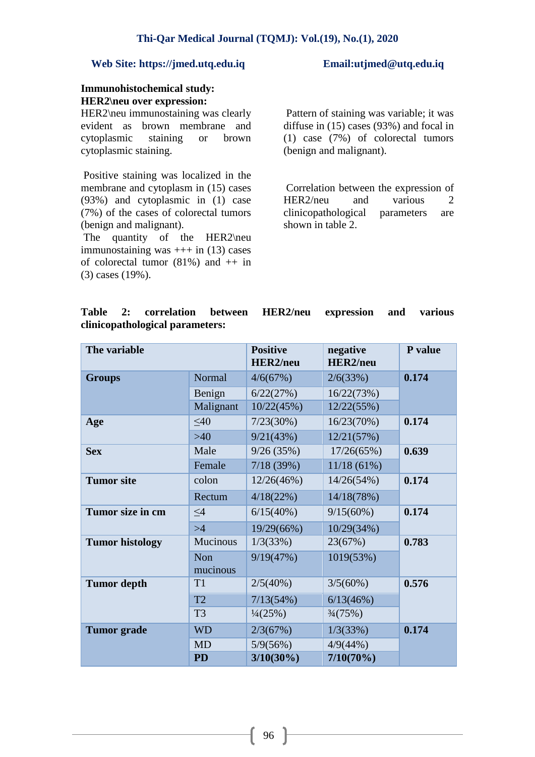**Immunohistochemical study:**

**HER2\neu over expression:**

HER2\neu immunostaining was clearly evident as brown membrane and cytoplasmic staining or brown cytoplasmic staining.

Positive staining was localized in the membrane and cytoplasm in (15) cases (93%) and cytoplasmic in (1) case (7%) of the cases of colorectal tumors (benign and malignant).

The quantity of the HER2\neu immunostaining was +++ in (13) cases of colorectal tumor (81%) and ++ in (3) cases (19%).

Pattern of staining was variable; it was diffuse in (15) cases (93%) and focal in (1) case (7%) of colorectal tumors (benign and malignant).

Correlation between the expression of HER2/neu and various 2 clinicopathological parameters are shown in table 2.

**Table 2: correlation between HER2/neu expression and various clinicopathological parameters:**

| The variable | | Positive HER2/neu | negative HER2/neu | P value |
|---|---|---|---|---|
| **Groups** | Normal | 4/6(67%) | 2/6(33%) | **0.174** |
| | Benign | 6/22(27%) | 16/22(73%) | |
| | Malignant | 10/22(45%) | 12/22(55%) | |
| **Age** | ≤40 | 7/23(30%) | 16/23(70%) | **0.174** |
| | >40 | 9/21(43%) | 12/21(57%) | |
| **Sex** | Male | 9/26 (35%) | 17/26(65%) | **0.639** |
| | Female | 7/18 (39%) | 11/18 (61%) | |
| **Tumor site** | colon | 12/26(46%) | 14/26(54%) | **0.174** |
| | Rectum | 4/18(22%) | 14/18(78%) | |
| **Tumor size in cm** | ≤4 | 6/15(40%) | 9/15(60%) | **0.174** |
| | >4 | 19/29(66%) | 10/29(34%) | |
| **Tumor histology** | Mucinous | 1/3(33%) | 23(67%) | **0.783** |
| | Non mucinous | 9/19(47%) | 1019(53%) | |
| **Tumor depth** | T1 | 2/5(40%) | 3/5(60%) | **0.576** |
| | T2 | 7/13(54%) | 6/13(46%) | |
| | T3 | ¼(25%) | ¾(75%) | |
| **Tumor grade** | WD | 2/3(67%) | 1/3(33%) | **0.174** |
| | MD | 5/9(56%) | 4/9(44%) | |
| | **PD** | **3/10(30%)** | **7/10(70%)** | |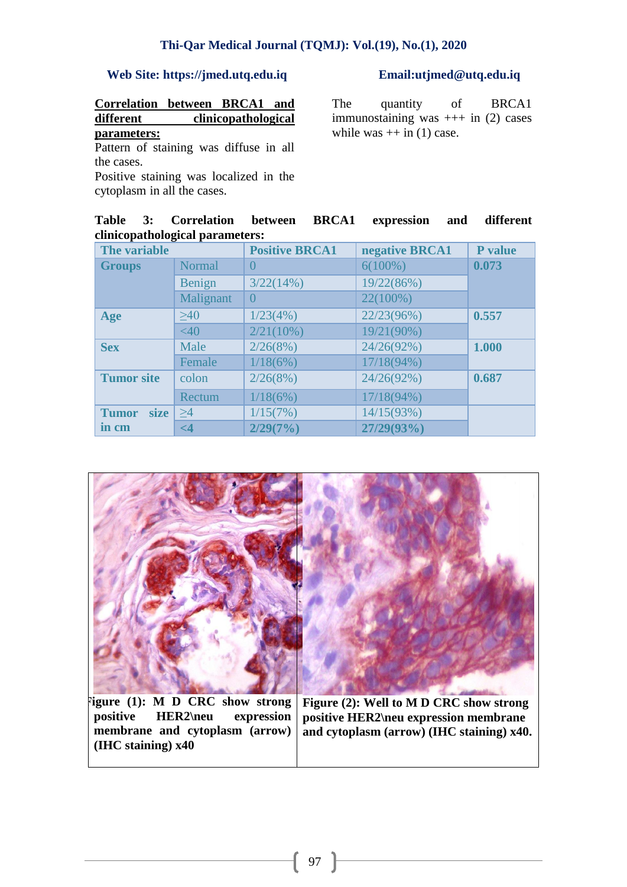**Correlation between BRCA1 and different clinicopathological parameters:**

Pattern of staining was diffuse in all the cases.

Positive staining was localized in the cytoplasm in all the cases.

The quantity of BRCA1 immunostaining was +++ in (2) cases while was ++ in (1) case.

**Table 3: Correlation between BRCA1 expression and different clinicopathological parameters:**

| The variable | | Positive BRCA1 | negative BRCA1 | P value |
|---|---|---|---|---|
| **Groups** | Normal | 0 | 6(100%) | **0.073** |
| | Benign | 3/22(14%) | 19/22(86%) | |
| | Malignant | 0 | 22(100%) | |
| **Age** | ≥40 | 1/23(4%) | 22/23(96%) | **0.557** |
| | <40 | 2/21(10%) | 19/21(90%) | |
| **Sex** | Male | 2/26(8%) | 24/26(92%) | **1.000** |
| | Female | 1/18(6%) | 17/18(94%) | |
| **Tumor site** | colon | 2/26(8%) | 24/26(92%) | **0.687** |
| | Rectum | 1/18(6%) | 17/18(94%) | |
| **Tumor size in cm** | ≥4 | 1/15(7%) | 14/15(93%) | |
| | **<4** | **2/29(7%)** | **27/29(93%)** | |

**Figure (1): M D CRC show strong positive HER2\neu expression membrane and cytoplasm (arrow) (IHC staining) x40**

**Figure (2): Well to M D CRC show strong positive HER2\neu expression membrane and cytoplasm (arrow) (IHC staining) x40.**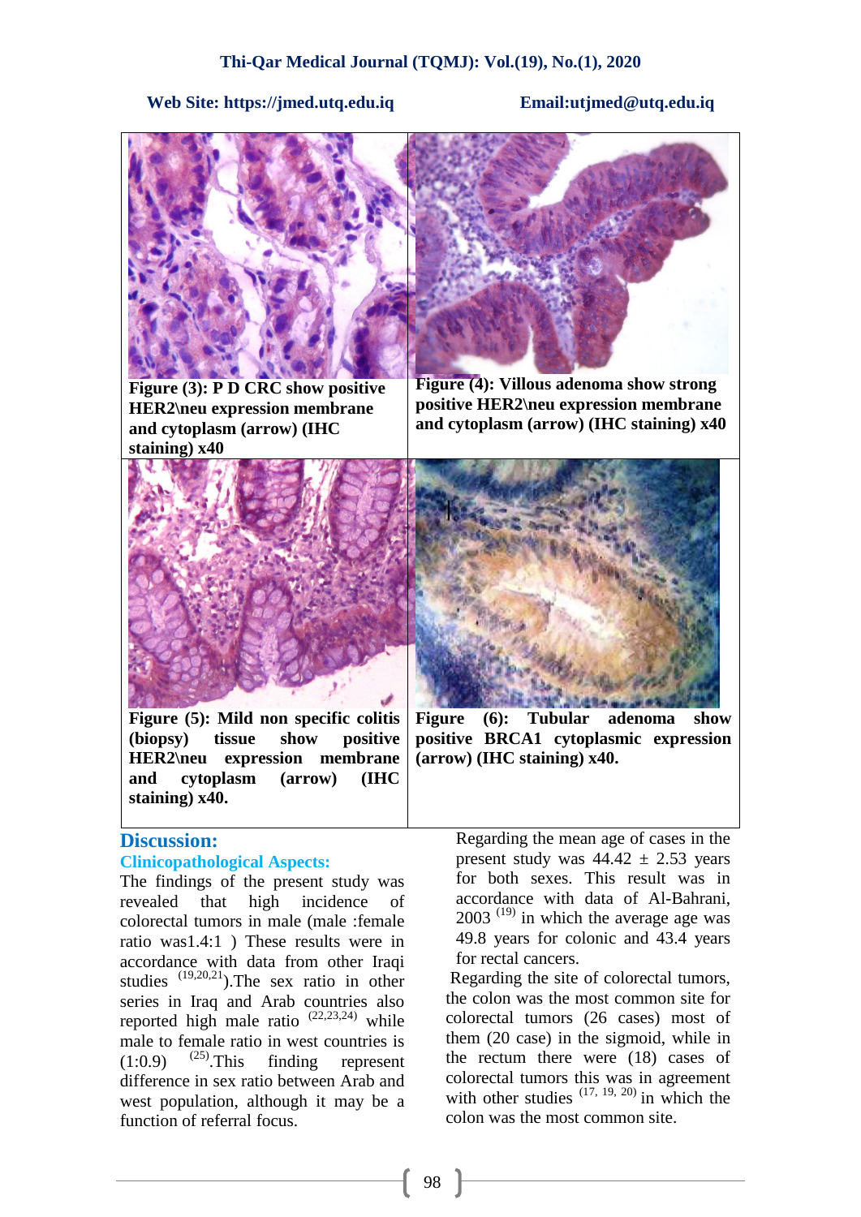**Figure (3): P D CRC show positive HER2\neu expression membrane and cytoplasm (arrow) (IHC staining) x40**

**Figure (4): Villous adenoma show strong positive HER2\neu expression membrane and cytoplasm (arrow) (IHC staining) x40**

**Figure (5): Mild non specific colitis (biopsy) tissue show positive HER2\neu expression membrane and cytoplasm (arrow) (IHC staining) x40.**

**Figure (6): Tubular adenoma show positive BRCA1 cytoplasmic expression (arrow) (IHC staining) x40.**

## Discussion:

### Clinicopathological Aspects:

The findings of the present study was revealed that high incidence of colorectal tumors in male (male :female ratio was1.4:1 ) These results were in accordance with data from other Iraqi studies [19,20,21].The sex ratio in other series in Iraq and Arab countries also reported high male ratio [22,23,24] while male to female ratio in west countries is (1:0.9) [25].This finding represent difference in sex ratio between Arab and west population, although it may be a function of referral focus.

Regarding the mean age of cases in the present study was 44.42 ± 2.53 years for both sexes. This result was in accordance with data of Al-Bahrani, 2003 [19] in which the average age was 49.8 years for colonic and 43.4 years for rectal cancers.

Regarding the site of colorectal tumors, the colon was the most common site for colorectal tumors (26 cases) most of them (20 case) in the sigmoid, while in the rectum there were (18) cases of colorectal tumors this was in agreement with other studies [17, 19, 20] in which the colon was the most common site.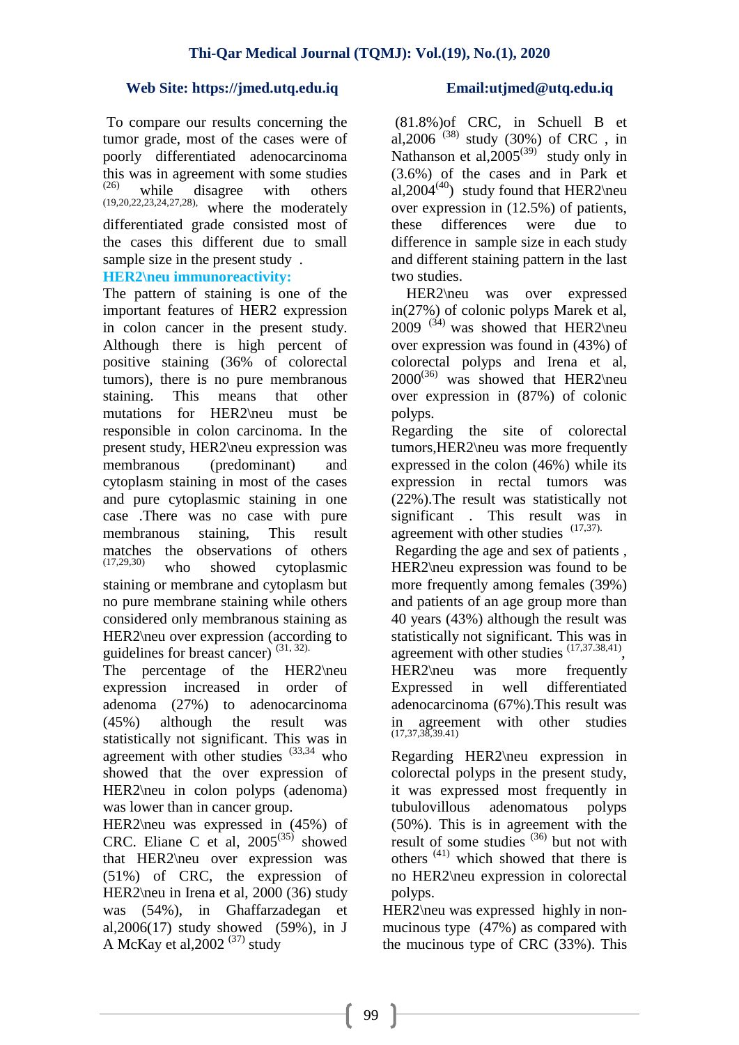To compare our results concerning the tumor grade, most of the cases were of poorly differentiated adenocarcinoma this was in agreement with some studies [26] while disagree with others [19,20,22,23,24,27,28], where the moderately differentiated grade consisted most of the cases this different due to small sample size in the present study .

**HER2\neu immunoreactivity:**

The pattern of staining is one of the important features of HER2 expression in colon cancer in the present study. Although there is high percent of positive staining (36% of colorectal tumors), there is no pure membranous staining. This means that other mutations for HER2\neu must be responsible in colon carcinoma. In the present study, HER2\neu expression was membranous (predominant) and cytoplasm staining in most of the cases and pure cytoplasmic staining in one case .There was no case with pure membranous staining, This result matches the observations of others [17,29,30] who showed cytoplasmic staining or membrane and cytoplasm but no pure membrane staining while others considered only membranous staining as HER2\neu over expression (according to guidelines for breast cancer) [31, 32].

The percentage of the HER2\neu expression increased in order of adenoma (27%) to adenocarcinoma (45%) although the result was statistically not significant. This was in agreement with other studies [33,34] who showed that the over expression of HER2\neu in colon polyps (adenoma) was lower than in cancer group.

HER2\neu was expressed in (45%) of CRC. Eliane C et al, 2005[35] showed that HER2\neu over expression was (51%) of CRC, the expression of HER2\neu in Irena et al, 2000 (36) study was (54%), in Ghaffarzadegan et al,2006(17) study showed (59%), in J A McKay et al,2002 [37] study (81.8%)of CRC, in Schuell B et al,2006 [38] study (30%) of CRC , in Nathanson et al,2005[39] study only in (3.6%) of the cases and in Park et al,2004[40]) study found that HER2\neu over expression in (12.5%) of patients, these differences were due to difference in sample size in each study and different staining pattern in the last two studies.

HER2\neu was over expressed in(27%) of colonic polyps Marek et al, 2009 [34] was showed that HER2\neu over expression was found in (43%) of colorectal polyps and Irena et al, 2000[36] was showed that HER2\neu over expression in (87%) of colonic polyps.

Regarding the site of colorectal tumors,HER2\neu was more frequently expressed in the colon (46%) while its expression in rectal tumors was (22%).The result was statistically not significant . This result was in agreement with other studies [17,37].

Regarding the age and sex of patients , HER2\neu expression was found to be more frequently among females (39%) and patients of an age group more than 40 years (43%) although the result was statistically not significant. This was in agreement with other studies [17,37.38,41], HER2\neu was more frequently Expressed in well differentiated adenocarcinoma (67%).This result was in agreement with other studies [17,37,38,39.41]

Regarding HER2\neu expression in colorectal polyps in the present study, it was expressed most frequently in tubulovillous adenomatous polyps (50%). This is in agreement with the result of some studies [36] but not with others [41] which showed that there is no HER2\neu expression in colorectal polyps.

HER2\neu was expressed highly in non-mucinous type (47%) as compared with the mucinous type of CRC (33%). This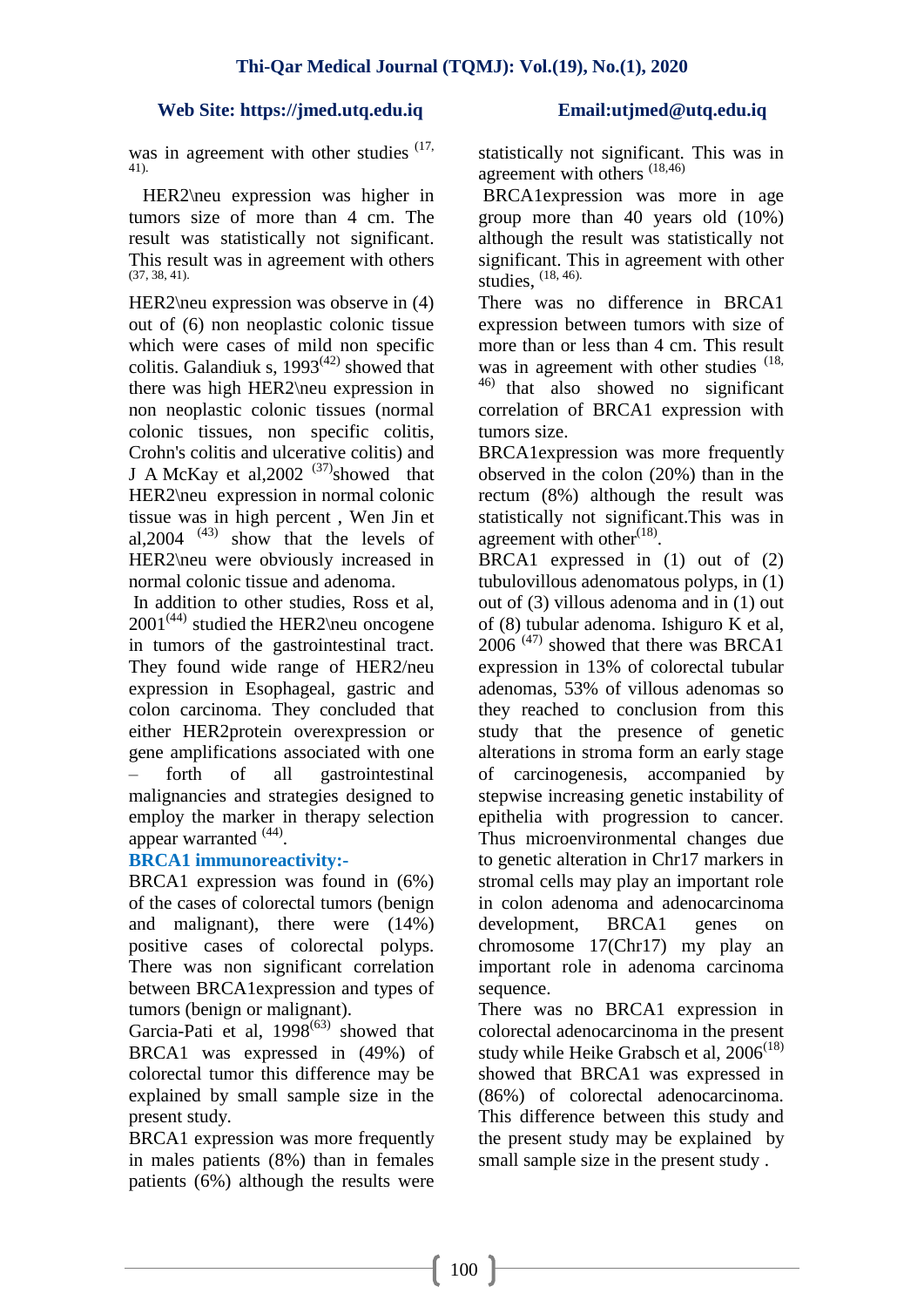was in agreement with other studies [17, 41].

HER2\neu expression was higher in tumors size of more than 4 cm. The result was statistically not significant. This result was in agreement with others [37, 38, 41].

HER2\neu expression was observe in (4) out of (6) non neoplastic colonic tissue which were cases of mild non specific colitis. Galandiuk s, 1993[42] showed that there was high HER2\neu expression in non neoplastic colonic tissues (normal colonic tissues, non specific colitis, Crohn's colitis and ulcerative colitis) and J A McKay et al,2002 [37]showed that HER2\neu expression in normal colonic tissue was in high percent , Wen Jin et al,2004 [43] show that the levels of HER2\neu were obviously increased in normal colonic tissue and adenoma.

In addition to other studies, Ross et al, 2001[44] studied the HER2\neu oncogene in tumors of the gastrointestinal tract. They found wide range of HER2/neu expression in Esophageal, gastric and colon carcinoma. They concluded that either HER2protein overexpression or gene amplifications associated with one – forth of all gastrointestinal malignancies and strategies designed to employ the marker in therapy selection appear warranted [44].

### BRCA1 immunoreactivity:-

BRCA1 expression was found in (6%) of the cases of colorectal tumors (benign and malignant), there were (14%) positive cases of colorectal polyps. There was non significant correlation between BRCA1expression and types of tumors (benign or malignant).

Garcia-Pati et al, 1998[63] showed that BRCA1 was expressed in (49%) of colorectal tumor this difference may be explained by small sample size in the present study.

BRCA1 expression was more frequently in males patients (8%) than in females patients (6%) although the results were statistically not significant. This was in agreement with others [18,46]

BRCA1expression was more in age group more than 40 years old (10%) although the result was statistically not significant. This in agreement with other studies, [18, 46].

There was no difference in BRCA1 expression between tumors with size of more than or less than 4 cm. This result was in agreement with other studies [18, 46] that also showed no significant correlation of BRCA1 expression with tumors size.

BRCA1expression was more frequently observed in the colon (20%) than in the rectum (8%) although the result was statistically not significant.This was in agreement with other[18].

BRCA1 expressed in (1) out of (2) tubulovillous adenomatous polyps, in (1) out of (3) villous adenoma and in (1) out of (8) tubular adenoma. Ishiguro K et al, 2006 [47] showed that there was BRCA1 expression in 13% of colorectal tubular adenomas, 53% of villous adenomas so they reached to conclusion from this study that the presence of genetic alterations in stroma form an early stage of carcinogenesis, accompanied by stepwise increasing genetic instability of epithelia with progression to cancer. Thus microenvironmental changes due to genetic alteration in Chr17 markers in stromal cells may play an important role in colon adenoma and adenocarcinoma development, BRCA1 genes on chromosome 17(Chr17) my play an important role in adenoma carcinoma sequence.

There was no BRCA1 expression in colorectal adenocarcinoma in the present study while Heike Grabsch et al, 2006[18] showed that BRCA1 was expressed in (86%) of colorectal adenocarcinoma. This difference between this study and the present study may be explained by small sample size in the present study .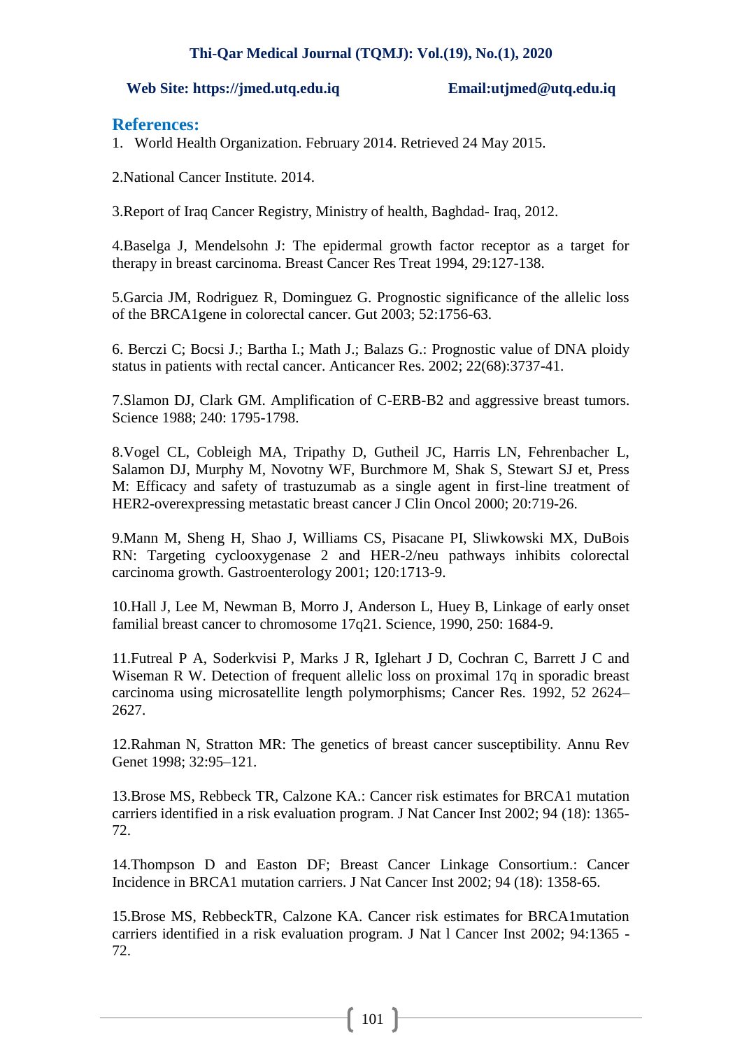## References:

1. World Health Organization. February 2014. Retrieved 24 May 2015.

2.National Cancer Institute. 2014.

3.Report of Iraq Cancer Registry, Ministry of health, Baghdad- Iraq, 2012.

4.Baselga J, Mendelsohn J: The epidermal growth factor receptor as a target for therapy in breast carcinoma. Breast Cancer Res Treat 1994, 29:127-138.

5.Garcia JM, Rodriguez R, Dominguez G. Prognostic significance of the allelic loss of the BRCA1gene in colorectal cancer. Gut 2003; 52:1756-63.

6. Berczi C; Bocsi J.; Bartha I.; Math J.; Balazs G.: Prognostic value of DNA ploidy status in patients with rectal cancer. Anticancer Res. 2002; 22(68):3737-41.

7.Slamon DJ, Clark GM. Amplification of C-ERB-B2 and aggressive breast tumors. Science 1988; 240: 1795-1798.

8.Vogel CL, Cobleigh MA, Tripathy D, Gutheil JC, Harris LN, Fehrenbacher L, Salamon DJ, Murphy M, Novotny WF, Burchmore M, Shak S, Stewart SJ et, Press M: Efficacy and safety of trastuzumab as a single agent in first-line treatment of HER2-overexpressing metastatic breast cancer J Clin Oncol 2000; 20:719-26.

9.Mann M, Sheng H, Shao J, Williams CS, Pisacane PI, Sliwkowski MX, DuBois RN: Targeting cyclooxygenase 2 and HER-2/neu pathways inhibits colorectal carcinoma growth. Gastroenterology 2001; 120:1713-9.

10.Hall J, Lee M, Newman B, Morro J, Anderson L, Huey B, Linkage of early onset familial breast cancer to chromosome 17q21. Science, 1990, 250: 1684-9.

11.Futreal P A, Soderkvisi P, Marks J R, Iglehart J D, Cochran C, Barrett J C and Wiseman R W. Detection of frequent allelic loss on proximal 17q in sporadic breast carcinoma using microsatellite length polymorphisms; Cancer Res. 1992, 52 2624–2627.

12.Rahman N, Stratton MR: The genetics of breast cancer susceptibility. Annu Rev Genet 1998; 32:95–121.

13.Brose MS, Rebbeck TR, Calzone KA.: Cancer risk estimates for BRCA1 mutation carriers identified in a risk evaluation program. J Nat Cancer Inst 2002; 94 (18): 1365-72.

14.Thompson D and Easton DF; Breast Cancer Linkage Consortium.: Cancer Incidence in BRCA1 mutation carriers. J Nat Cancer Inst 2002; 94 (18): 1358-65.

15.Brose MS, RebbeckTR, Calzone KA. Cancer risk estimates for BRCA1mutation carriers identified in a risk evaluation program. J Nat l Cancer Inst 2002; 94:1365 -72.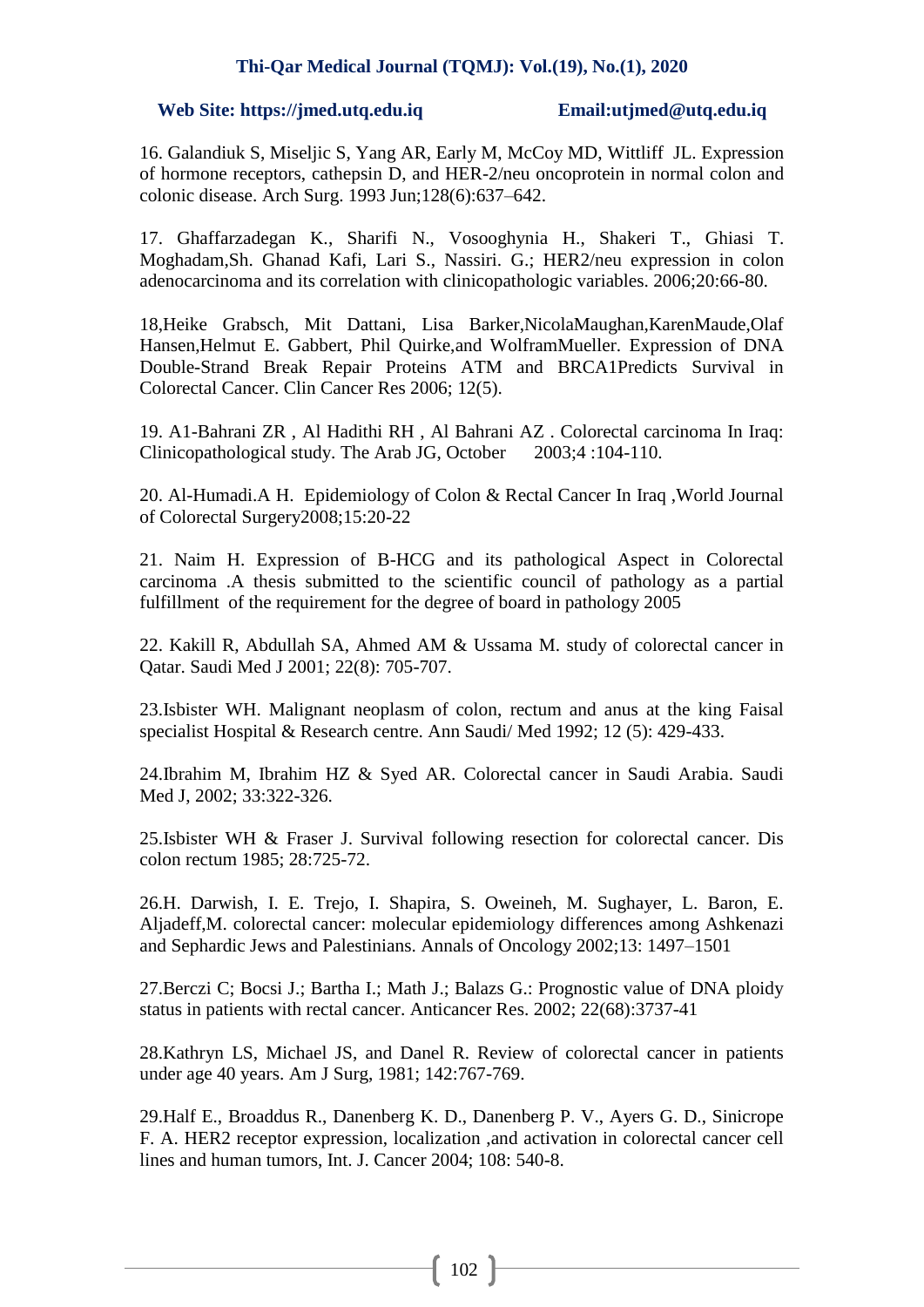16. Galandiuk S, Miseljic S, Yang AR, Early M, McCoy MD, Wittliff JL. Expression of hormone receptors, cathepsin D, and HER-2/neu oncoprotein in normal colon and colonic disease. Arch Surg. 1993 Jun;128(6):637–642.

17. Ghaffarzadegan K., Sharifi N., Vosooghynia H., Shakeri T., Ghiasi T. Moghadam,Sh. Ghanad Kafi, Lari S., Nassiri. G.; HER2/neu expression in colon adenocarcinoma and its correlation with clinicopathologic variables. 2006;20:66-80.

18,Heike Grabsch, Mit Dattani, Lisa Barker,NicolaMaughan,KarenMaude,Olaf Hansen,Helmut E. Gabbert, Phil Quirke,and WolframMueller. Expression of DNA Double-Strand Break Repair Proteins ATM and BRCA1Predicts Survival in Colorectal Cancer. Clin Cancer Res 2006; 12(5).

19. A1-Bahrani ZR , Al Hadithi RH , Al Bahrani AZ . Colorectal carcinoma In Iraq: Clinicopathological study. The Arab JG, October 2003;4 :104-110.

20. Al-Humadi.A H. Epidemiology of Colon & Rectal Cancer In Iraq ,World Journal of Colorectal Surgery2008;15:20-22

21. Naim H. Expression of B-HCG and its pathological Aspect in Colorectal carcinoma .A thesis submitted to the scientific council of pathology as a partial fulfillment of the requirement for the degree of board in pathology 2005

22. Kakill R, Abdullah SA, Ahmed AM & Ussama M. study of colorectal cancer in Qatar. Saudi Med J 2001; 22(8): 705-707.

23.Isbister WH. Malignant neoplasm of colon, rectum and anus at the king Faisal specialist Hospital & Research centre. Ann Saudi/ Med 1992; 12 (5): 429-433.

24.Ibrahim M, Ibrahim HZ & Syed AR. Colorectal cancer in Saudi Arabia. Saudi Med J, 2002; 33:322-326.

25.Isbister WH & Fraser J. Survival following resection for colorectal cancer. Dis colon rectum 1985; 28:725-72.

26.H. Darwish, I. E. Trejo, I. Shapira, S. Oweineh, M. Sughayer, L. Baron, E. Aljadeff,M. colorectal cancer: molecular epidemiology differences among Ashkenazi and Sephardic Jews and Palestinians. Annals of Oncology 2002;13: 1497–1501

27.Berczi C; Bocsi J.; Bartha I.; Math J.; Balazs G.: Prognostic value of DNA ploidy status in patients with rectal cancer. Anticancer Res. 2002; 22(68):3737-41

28.Kathryn LS, Michael JS, and Danel R. Review of colorectal cancer in patients under age 40 years. Am J Surg, 1981; 142:767-769.

29.Half E., Broaddus R., Danenberg K. D., Danenberg P. V., Ayers G. D., Sinicrope F. A. HER2 receptor expression, localization ,and activation in colorectal cancer cell lines and human tumors, Int. J. Cancer 2004; 108: 540-8.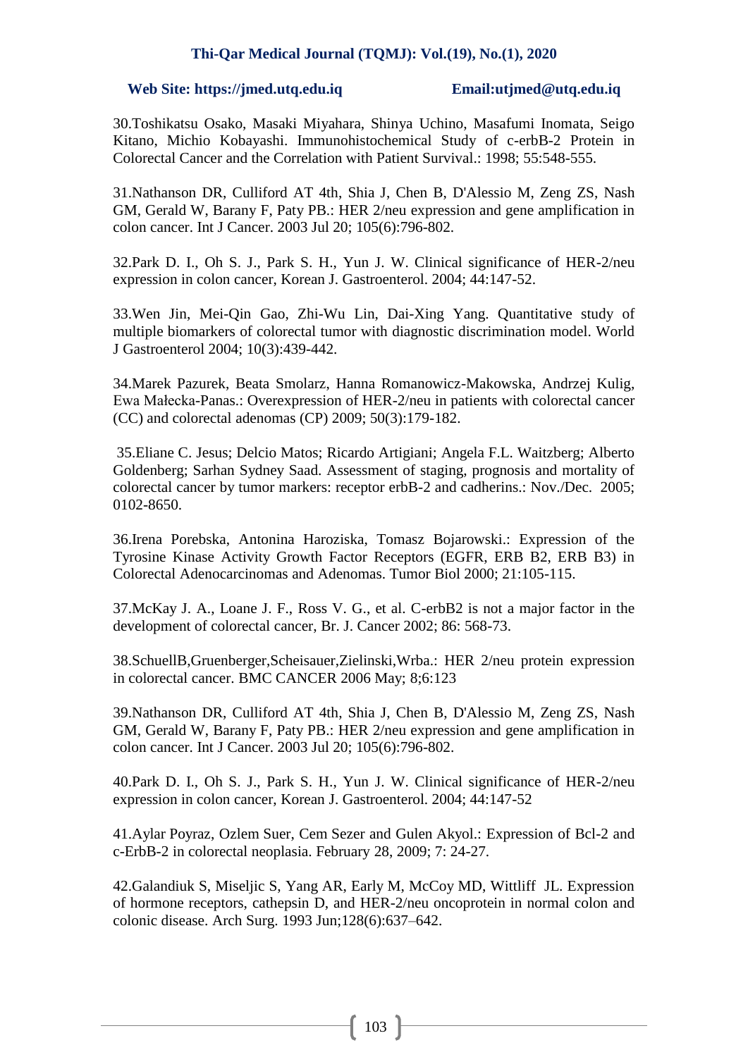30.Toshikatsu Osako, Masaki Miyahara, Shinya Uchino, Masafumi Inomata, Seigo Kitano, Michio Kobayashi. Immunohistochemical Study of c-erbB-2 Protein in Colorectal Cancer and the Correlation with Patient Survival.: 1998; 55:548-555.

31.Nathanson DR, Culliford AT 4th, Shia J, Chen B, D'Alessio M, Zeng ZS, Nash GM, Gerald W, Barany F, Paty PB.: HER 2/neu expression and gene amplification in colon cancer. Int J Cancer. 2003 Jul 20; 105(6):796-802.

32.Park D. I., Oh S. J., Park S. H., Yun J. W. Clinical significance of HER-2/neu expression in colon cancer, Korean J. Gastroenterol. 2004; 44:147-52.

33.Wen Jin, Mei-Qin Gao, Zhi-Wu Lin, Dai-Xing Yang. Quantitative study of multiple biomarkers of colorectal tumor with diagnostic discrimination model. World J Gastroenterol 2004; 10(3):439-442.

34.Marek Pazurek, Beata Smolarz, Hanna Romanowicz-Makowska, Andrzej Kulig, Ewa Małecka-Panas.: Overexpression of HER-2/neu in patients with colorectal cancer (CC) and colorectal adenomas (CP) 2009; 50(3):179-182.

35.Eliane C. Jesus; Delcio Matos; Ricardo Artigiani; Angela F.L. Waitzberg; Alberto Goldenberg; Sarhan Sydney Saad. Assessment of staging, prognosis and mortality of colorectal cancer by tumor markers: receptor erbB-2 and cadherins.: Nov./Dec. 2005; 0102-8650.

36.Irena Porebska, Antonina Haroziska, Tomasz Bojarowski.: Expression of the Tyrosine Kinase Activity Growth Factor Receptors (EGFR, ERB B2, ERB B3) in Colorectal Adenocarcinomas and Adenomas. Tumor Biol 2000; 21:105-115.

37.McKay J. A., Loane J. F., Ross V. G., et al. C-erbB2 is not a major factor in the development of colorectal cancer, Br. J. Cancer 2002; 86: 568-73.

38.SchuellB,Gruenberger,Scheisauer,Zielinski,Wrba.: HER 2/neu protein expression in colorectal cancer. BMC CANCER 2006 May; 8;6:123

39.Nathanson DR, Culliford AT 4th, Shia J, Chen B, D'Alessio M, Zeng ZS, Nash GM, Gerald W, Barany F, Paty PB.: HER 2/neu expression and gene amplification in colon cancer. Int J Cancer. 2003 Jul 20; 105(6):796-802.

40.Park D. I., Oh S. J., Park S. H., Yun J. W. Clinical significance of HER-2/neu expression in colon cancer, Korean J. Gastroenterol. 2004; 44:147-52

41.Aylar Poyraz, Ozlem Suer, Cem Sezer and Gulen Akyol.: Expression of Bcl-2 and c-ErbB-2 in colorectal neoplasia. February 28, 2009; 7: 24-27.

42.Galandiuk S, Miseljic S, Yang AR, Early M, McCoy MD, Wittliff JL. Expression of hormone receptors, cathepsin D, and HER-2/neu oncoprotein in normal colon and colonic disease. Arch Surg. 1993 Jun;128(6):637–642.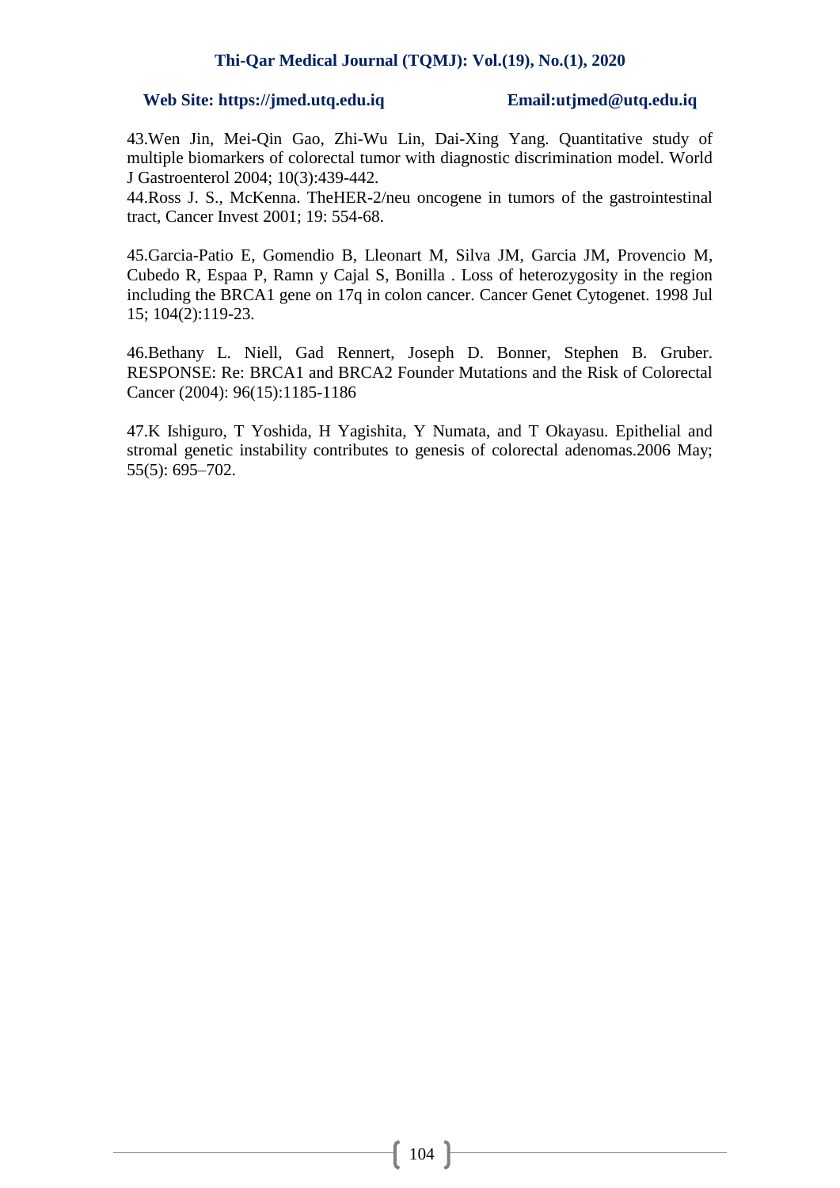43.Wen Jin, Mei-Qin Gao, Zhi-Wu Lin, Dai-Xing Yang. Quantitative study of multiple biomarkers of colorectal tumor with diagnostic discrimination model. World J Gastroenterol 2004; 10(3):439-442.

44.Ross J. S., McKenna. TheHER-2/neu oncogene in tumors of the gastrointestinal tract, Cancer Invest 2001; 19: 554-68.

45.Garcia-Patio E, Gomendio B, Lleonart M, Silva JM, Garcia JM, Provencio M, Cubedo R, Espaa P, Ramn y Cajal S, Bonilla . Loss of heterozygosity in the region including the BRCA1 gene on 17q in colon cancer. Cancer Genet Cytogenet. 1998 Jul 15; 104(2):119-23.

46.Bethany L. Niell, Gad Rennert, Joseph D. Bonner, Stephen B. Gruber. RESPONSE: Re: BRCA1 and BRCA2 Founder Mutations and the Risk of Colorectal Cancer (2004): 96(15):1185-1186

47.K Ishiguro, T Yoshida, H Yagishita, Y Numata, and T Okayasu. Epithelial and stromal genetic instability contributes to genesis of colorectal adenomas.2006 May; 55(5): 695–702.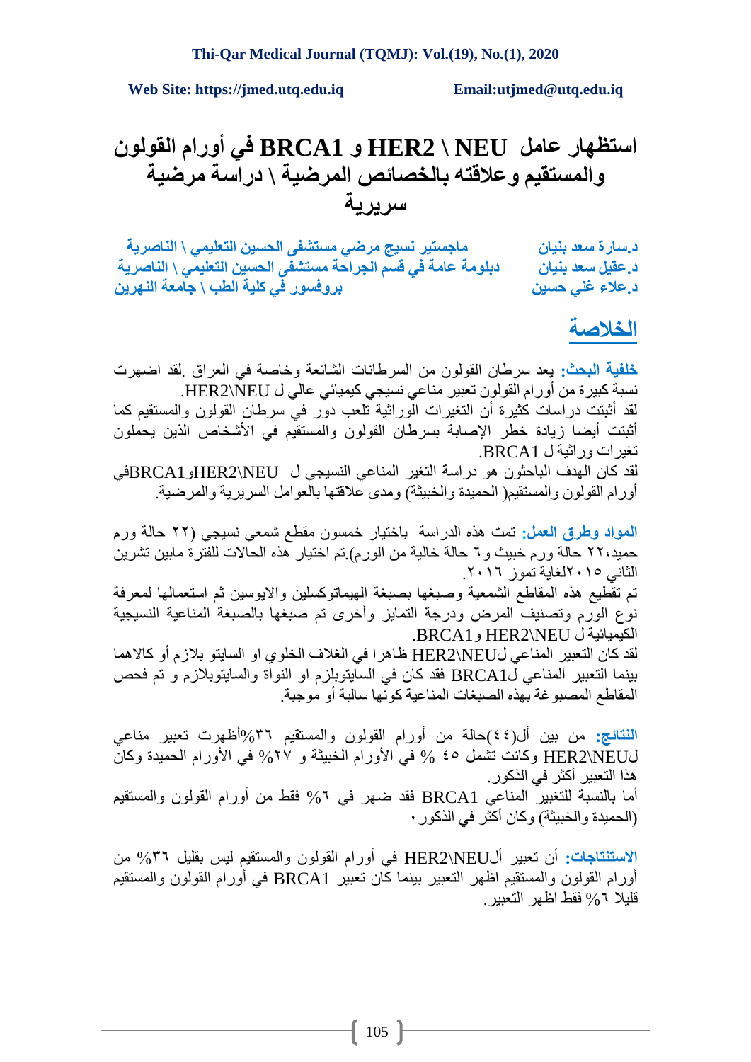# استظهار عامل HER2 \ NEU و BRCA1 في أورام القولون والمستقيم وعلاقته بالخصائص المرضية \ دراسة مرضية سريرية

**د.سارة سعد بنيان** — **ماجستير نسيج مرضي مستشفى الحسين التعليمي \ الناصرية**

**د.عقيل سعد بنيان** — **دبلومة عامة في قسم الجراحة مستشفى الحسين التعليمي \ الناصرية**

**د.علاء غني حسين** — **بروفسور في كلية الطب \ جامعة النهرين**

## الخلاصة

**خلفية البحث:** يعد سرطان القولون من السرطانات الشائعة وخاصة في العراق .لقد اضهرت نسبة كبيرة من أورام القولون تعبير مناعي نسيجي كيميائي عالي ل HER2\NEU.
لقد أثبتت دراسات كثيرة أن التغيرات الوراثية تلعب دور في سرطان القولون والمستقيم كما أثبتت أيضا زيادة خطر الإصابة بسرطان القولون والمستقيم في الأشخاص الذين يحملون تغيرات وراثية ل BRCA1.
لقد كان الهدف الباحثون هو دراسة التغير المناعي النسيجي ل HER2\NEUوBRCA1في أورام القولون والمستقيم( الحميدة والخبيثة) ومدى علاقتها بالعوامل السريرية والمرضية.

**المواد وطرق العمل:** تمت هذه الدراسة باختيار خمسون مقطع شمعي نسيجي (٢٢ حالة ورم حميد،٢٢ حالة ورم خبيث و٦ حالة خالية من الورم).تم اختيار هذه الحالات للفترة مابين تشرين الثاني ٢٠١٥لغاية تموز ٢٠١٦.
تم تقطيع هذه المقاطع الشمعية وصبغها بصبغة الهيماتوكسلين والايوسين ثم استعمالها لمعرفة نوع الورم وتصنيف المرض ودرجة التمايز وأخرى تم صبغها بالصبغة المناعية النسيجية الكيميائية ل HER2\NEU وBRCA1.
لقد كان التعبير المناعي لHER2\NEU ظاهرا في الغلاف الخلوي او السايتو بلازم أو كالاهما بينما التعبير المناعي لBRCA1 فقد كان في السايتوبلزم او النواة والسايتوبلازم و تم فحص المقاطع المصبوغة بهذه الصبغات المناعية كونها سالبة أو موجبة.

**النتائج:** من بين أل(٤٤)حالة من أورام القولون والمستقيم ٣٦%أظهرت تعبير مناعي لHER2\NEU وكانت تشمل ٤٥ % في الأورام الخبيثة و ٢٧% في الأورام الحميدة وكان هذا التعبير أكثر في الذكور.
أما بالنسبة للتغيير المناعي BRCA1 فقد ضهر في ٦% فقط من أورام القولون والمستقيم (الحميدة والخبيثة) وكان أكثر في الذكور.

**الاستنتاجات:** أن تعبير ألHER2\NEU في أورام القولون والمستقيم ليس بقليل ٣٦% من أورام القولون والمستقيم اظهر التعبير بينما كان تعبير BRCA1 في أورام القولون والمستقيم قليلا ٦% فقط اظهر التعبير.